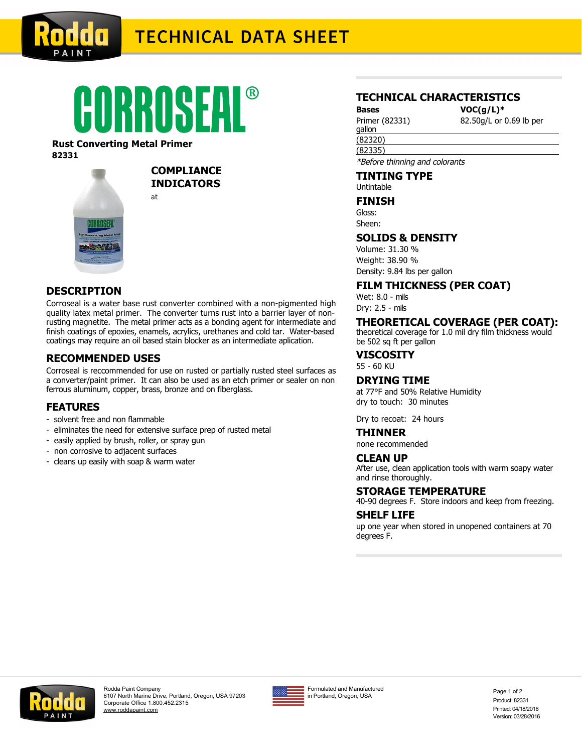# TECHNICAL DATA SHEET

# CORROSEAL®

**Rust Converting Metal Primer**
**82331**

## COMPLIANCE INDICATORS

at

## DESCRIPTION

Corroseal is a water base rust converter combined with a non-pigmented high quality latex metal primer. The converter turns rust into a barrier layer of non-rusting magnetite. The metal primer acts as a bonding agent for intermediate and finish coatings of epoxies, enamels, acrylics, urethanes and cold tar. Water-based coatings may require an oil based stain blocker as an intermediate aplication.

## RECOMMENDED USES

Corroseal is reccommended for use on rusted or partially rusted steel surfaces as a converter/paint primer. It can also be used as an etch primer or sealer on non ferrous aluminum, copper, brass, bronze and on fiberglass.

## FEATURES

- solvent free and non flammable
- eliminates the need for extensive surface prep of rusted metal
- easily applied by brush, roller, or spray gun
- non corrosive to adjacent surfaces
- cleans up easily with soap & warm water

## TECHNICAL CHARACTERISTICS

| Bases | VOC(g/L)* |
|---|---|
| Primer (82331) | 82.50g/L or 0.69 lb per gallon |
| (82320) | |
| (82335) | |

*Before thinning and colorants*

## TINTING TYPE

Untintable

## FINISH

Gloss:
Sheen:

## SOLIDS & DENSITY

Volume: 31.30 %
Weight: 38.90 %
Density: 9.84 lbs per gallon

## FILM THICKNESS (PER COAT)

Wet: 8.0 - mils
Dry: 2.5 - mils

## THEORETICAL COVERAGE (PER COAT):

theoretical coverage for 1.0 mil dry film thickness would be 502 sq ft per gallon

## VISCOSITY

55 - 60 KU

## DRYING TIME

at 77°F and 50% Relative Humidity
dry to touch: 30 minutes

Dry to recoat: 24 hours

## THINNER

none recommended

## CLEAN UP

After use, clean application tools with warm soapy water and rinse thoroughly.

## STORAGE TEMPERATURE

40-90 degrees F. Store indoors and keep from freezing.

## SHELF LIFE

up one year when stored in unopened containers at 70 degrees F.

Rodda Paint Company
6107 North Marine Drive, Portland, Oregon, USA 97203
Corporate Office 1.800.452.2315
www.roddapaint.com

Formulated and Manufactured in Portland, Oregon, USA

Product: 82331
Printed: 04/18/2016
Version: 03/28/2016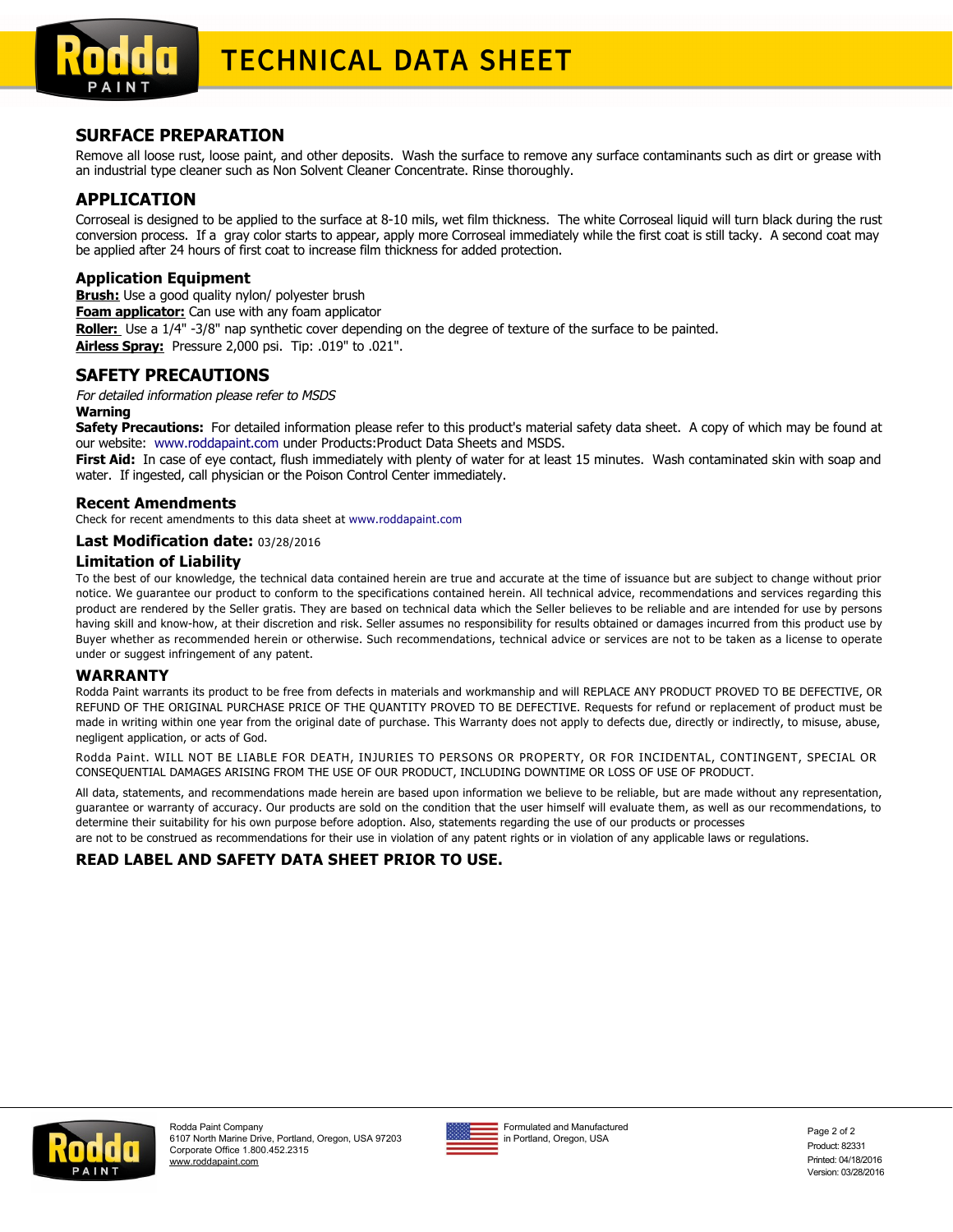## SURFACE PREPARATION

Remove all loose rust, loose paint, and other deposits. Wash the surface to remove any surface contaminants such as dirt or grease with an industrial type cleaner such as Non Solvent Cleaner Concentrate. Rinse thoroughly.

## APPLICATION

Corroseal is designed to be applied to the surface at 8-10 mils, wet film thickness. The white Corroseal liquid will turn black during the rust conversion process. If a gray color starts to appear, apply more Corroseal immediately while the first coat is still tacky. A second coat may be applied after 24 hours of first coat to increase film thickness for added protection.

### Application Equipment

**Brush:** Use a good quality nylon/ polyester brush
**Foam applicator:** Can use with any foam applicator
**Roller:** Use a 1/4" -3/8" nap synthetic cover depending on the degree of texture of the surface to be painted.
**Airless Spray:** Pressure 2,000 psi. Tip: .019" to .021".

## SAFETY PRECAUTIONS

*For detailed information please refer to MSDS*

**Warning**

**Safety Precautions:** For detailed information please refer to this product's material safety data sheet. A copy of which may be found at our website: www.roddapaint.com under Products:Product Data Sheets and MSDS.

**First Aid:** In case of eye contact, flush immediately with plenty of water for at least 15 minutes. Wash contaminated skin with soap and water. If ingested, call physician or the Poison Control Center immediately.

### Recent Amendments

Check for recent amendments to this data sheet at www.roddapaint.com

### Last Modification date: 03/28/2016

### Limitation of Liability

To the best of our knowledge, the technical data contained herein are true and accurate at the time of issuance but are subject to change without prior notice. We guarantee our product to conform to the specifications contained herein. All technical advice, recommendations and services regarding this product are rendered by the Seller gratis. They are based on technical data which the Seller believes to be reliable and are intended for use by persons having skill and know-how, at their discretion and risk. Seller assumes no responsibility for results obtained or damages incurred from this product use by Buyer whether as recommended herein or otherwise. Such recommendations, technical advice or services are not to be taken as a license to operate under or suggest infringement of any patent.

## WARRANTY

Rodda Paint warrants its product to be free from defects in materials and workmanship and will REPLACE ANY PRODUCT PROVED TO BE DEFECTIVE, OR REFUND OF THE ORIGINAL PURCHASE PRICE OF THE QUANTITY PROVED TO BE DEFECTIVE. Requests for refund or replacement of product must be made in writing within one year from the original date of purchase. This Warranty does not apply to defects due, directly or indirectly, to misuse, abuse, negligent application, or acts of God.

Rodda Paint. WILL NOT BE LIABLE FOR DEATH, INJURIES TO PERSONS OR PROPERTY, OR FOR INCIDENTAL, CONTINGENT, SPECIAL OR CONSEQUENTIAL DAMAGES ARISING FROM THE USE OF OUR PRODUCT, INCLUDING DOWNTIME OR LOSS OF USE OF PRODUCT.

All data, statements, and recommendations made herein are based upon information we believe to be reliable, but are made without any representation, guarantee or warranty of accuracy. Our products are sold on the condition that the user himself will evaluate them, as well as our recommendations, to determine their suitability for his own purpose before adoption. Also, statements regarding the use of our products or processes are not to be construed as recommendations for their use in violation of any patent rights or in violation of any applicable laws or regulations.

**READ LABEL AND SAFETY DATA SHEET PRIOR TO USE.**

Rodda Paint Company
6107 North Marine Drive, Portland, Oregon, USA 97203
Corporate Office 1.800.452.2315
www.roddapaint.com

Formulated and Manufactured in Portland, Oregon, USA

Product: 82331
Printed: 04/18/2016
Version: 03/28/2016